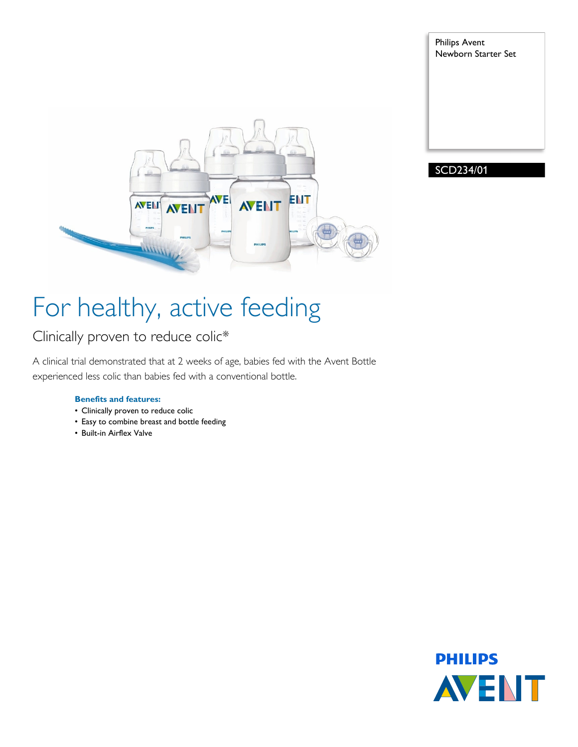Philips Avent
Newborn Starter Set

SCD234/01

# For healthy, active feeding

## Clinically proven to reduce colic*

A clinical trial demonstrated that at 2 weeks of age, babies fed with the Avent Bottle experienced less colic than babies fed with a conventional bottle.

**Benefits and features:**

- Clinically proven to reduce colic
- Easy to combine breast and bottle feeding
- Built-in Airflex Valve

PHILIPS
AVENT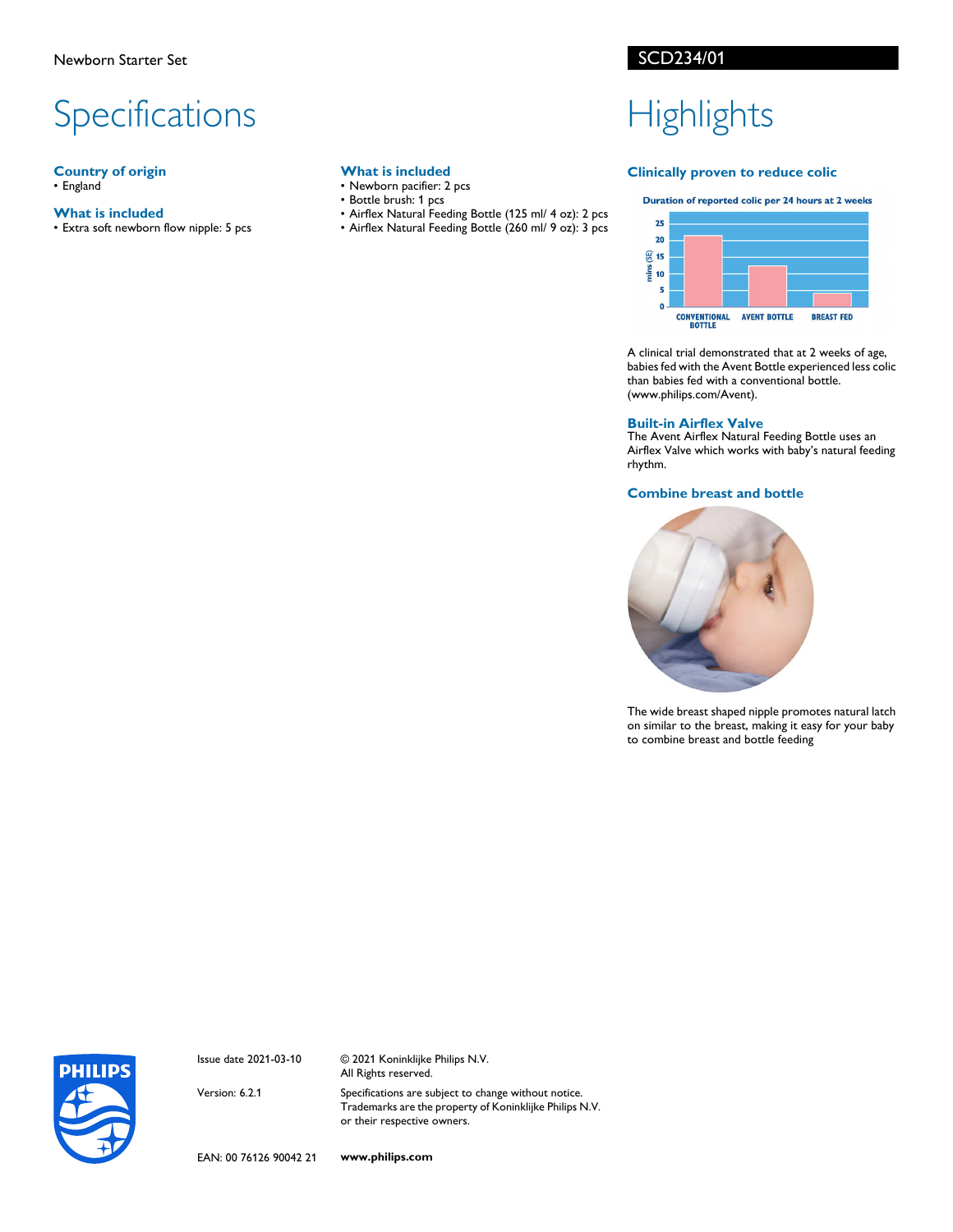# Specifications

### Country of origin
- England

### What is included
- Extra soft newborn flow nipple: 5 pcs

### What is included
- Newborn pacifier: 2 pcs
- Bottle brush: 1 pcs
- Airflex Natural Feeding Bottle (125 ml/ 4 oz): 2 pcs
- Airflex Natural Feeding Bottle (260 ml/ 9 oz): 3 pcs

# Highlights

### Clinically proven to reduce colic

Duration of reported colic per 24 hours at 2 weeks

mins (SE)

25
20
15
10
5
0

CONVENTIONAL BOTTLE
AVENT BOTTLE
BREAST FED

A clinical trial demonstrated that at 2 weeks of age, babies fed with the Avent Bottle experienced less colic than babies fed with a conventional bottle. (www.philips.com/Avent).

### Built-in Airflex Valve

The Avent Airflex Natural Feeding Bottle uses an Airflex Valve which works with baby's natural feeding rhythm.

### Combine breast and bottle

The wide breast shaped nipple promotes natural latch on similar to the breast, making it easy for your baby to combine breast and bottle feeding

Issue date 2021-03-10

Version: 6.2.1

EAN: 00 76126 90042 21

© 2021 Koninklijke Philips N.V.
All Rights reserved.

Specifications are subject to change without notice. Trademarks are the property of Koninklijke Philips N.V. or their respective owners.

**www.philips.com**